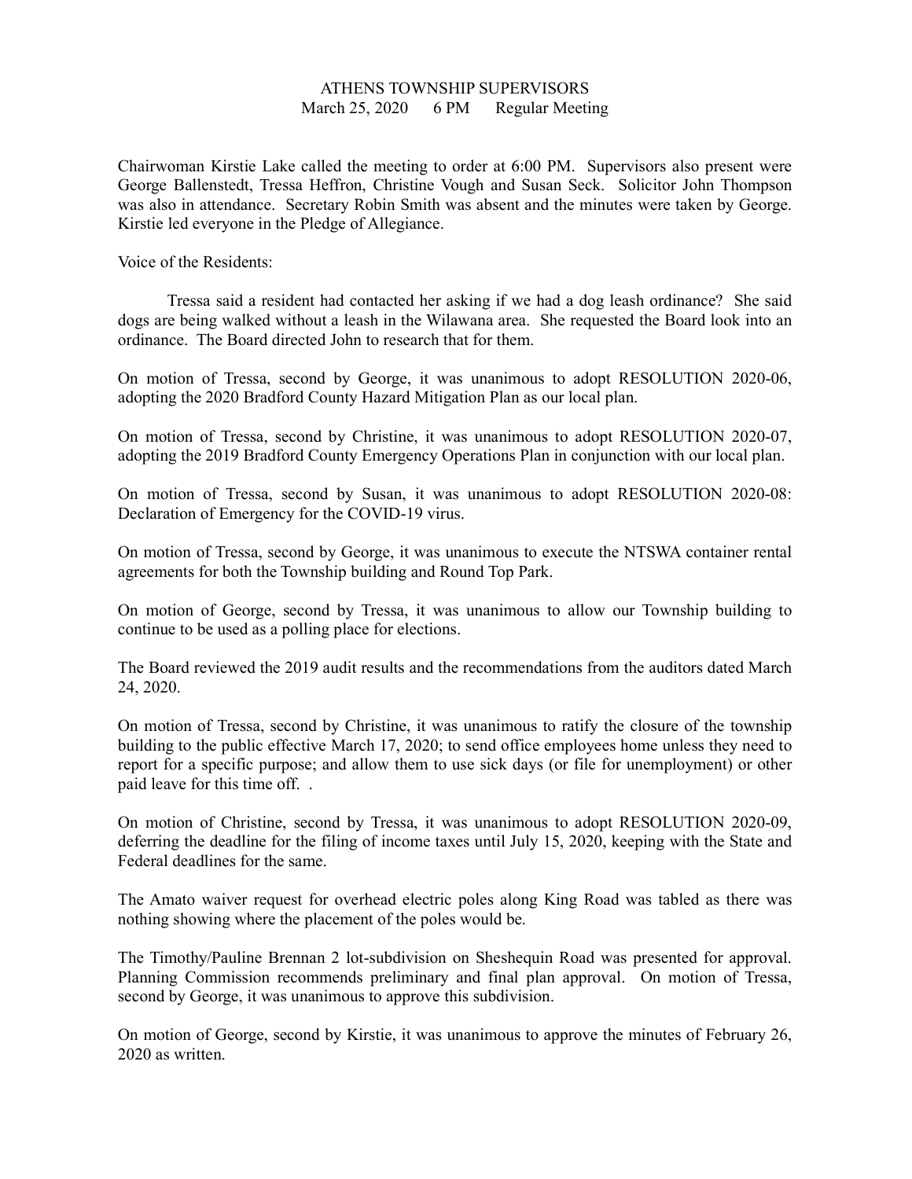# ATHENS TOWNSHIP SUPERVISORS

March 25, 2020 6 PM Regular Meeting

Chairwoman Kirstie Lake called the meeting to order at 6:00 PM. Supervisors also present were George Ballenstedt, Tressa Heffron, Christine Vough and Susan Seck. Solicitor John Thompson was also in attendance. Secretary Robin Smith was absent and the minutes were taken by George. Kirstie led everyone in the Pledge of Allegiance.

Voice of the Residents:

Tressa said a resident had contacted her asking if we had a dog leash ordinance? She said dogs are being walked without a leash in the Wilawana area. She requested the Board look into an ordinance. The Board directed John to research that for them.

On motion of Tressa, second by George, it was unanimous to adopt RESOLUTION 2020-06, adopting the 2020 Bradford County Hazard Mitigation Plan as our local plan.

On motion of Tressa, second by Christine, it was unanimous to adopt RESOLUTION 2020-07, adopting the 2019 Bradford County Emergency Operations Plan in conjunction with our local plan.

On motion of Tressa, second by Susan, it was unanimous to adopt RESOLUTION 2020-08: Declaration of Emergency for the COVID-19 virus.

On motion of Tressa, second by George, it was unanimous to execute the NTSWA container rental agreements for both the Township building and Round Top Park.

On motion of George, second by Tressa, it was unanimous to allow our Township building to continue to be used as a polling place for elections.

The Board reviewed the 2019 audit results and the recommendations from the auditors dated March 24, 2020.

On motion of Tressa, second by Christine, it was unanimous to ratify the closure of the township building to the public effective March 17, 2020; to send office employees home unless they need to report for a specific purpose; and allow them to use sick days (or file for unemployment) or other paid leave for this time off. .

On motion of Christine, second by Tressa, it was unanimous to adopt RESOLUTION 2020-09, deferring the deadline for the filing of income taxes until July 15, 2020, keeping with the State and Federal deadlines for the same.

The Amato waiver request for overhead electric poles along King Road was tabled as there was nothing showing where the placement of the poles would be.

The Timothy/Pauline Brennan 2 lot-subdivision on Sheshequin Road was presented for approval. Planning Commission recommends preliminary and final plan approval. On motion of Tressa, second by George, it was unanimous to approve this subdivision.

On motion of George, second by Kirstie, it was unanimous to approve the minutes of February 26, 2020 as written.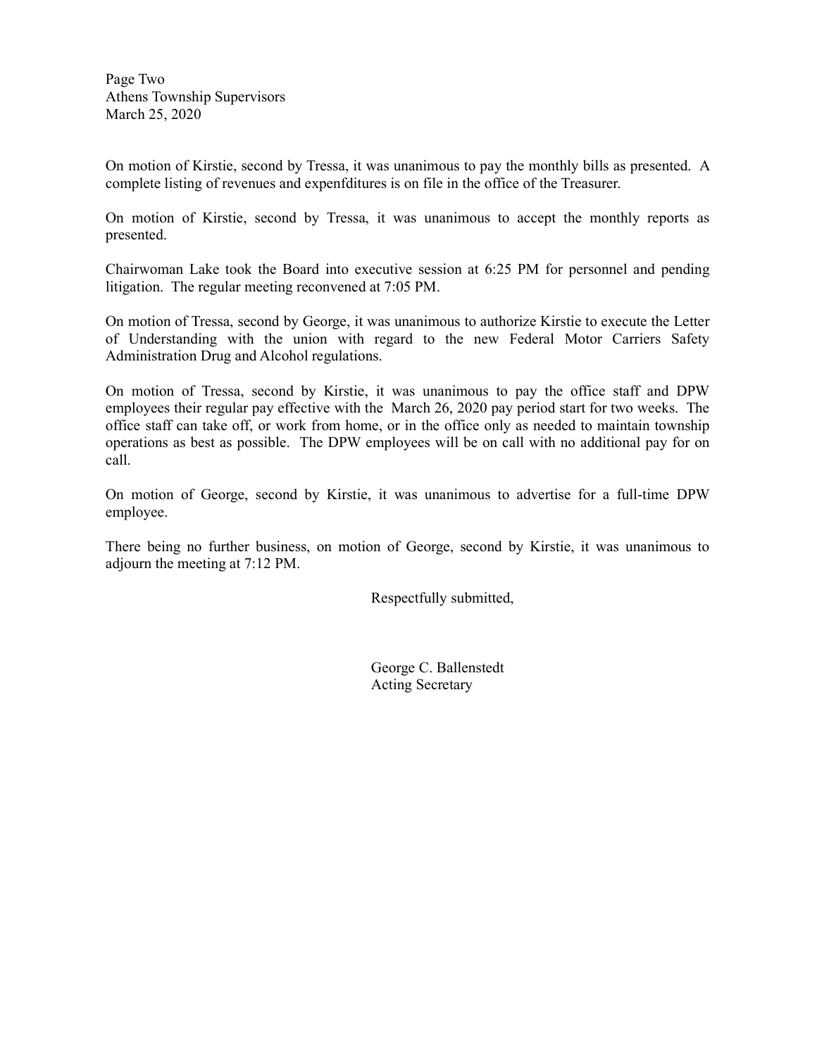On motion of Kirstie, second by Tressa, it was unanimous to pay the monthly bills as presented. A complete listing of revenues and expenfditures is on file in the office of the Treasurer.

On motion of Kirstie, second by Tressa, it was unanimous to accept the monthly reports as presented.

Chairwoman Lake took the Board into executive session at 6:25 PM for personnel and pending litigation. The regular meeting reconvened at 7:05 PM.

On motion of Tressa, second by George, it was unanimous to authorize Kirstie to execute the Letter of Understanding with the union with regard to the new Federal Motor Carriers Safety Administration Drug and Alcohol regulations.

On motion of Tressa, second by Kirstie, it was unanimous to pay the office staff and DPW employees their regular pay effective with the March 26, 2020 pay period start for two weeks. The office staff can take off, or work from home, or in the office only as needed to maintain township operations as best as possible. The DPW employees will be on call with no additional pay for on call.

On motion of George, second by Kirstie, it was unanimous to advertise for a full-time DPW employee.

There being no further business, on motion of George, second by Kirstie, it was unanimous to adjourn the meeting at 7:12 PM.

Respectfully submitted,

George C. Ballenstedt
Acting Secretary